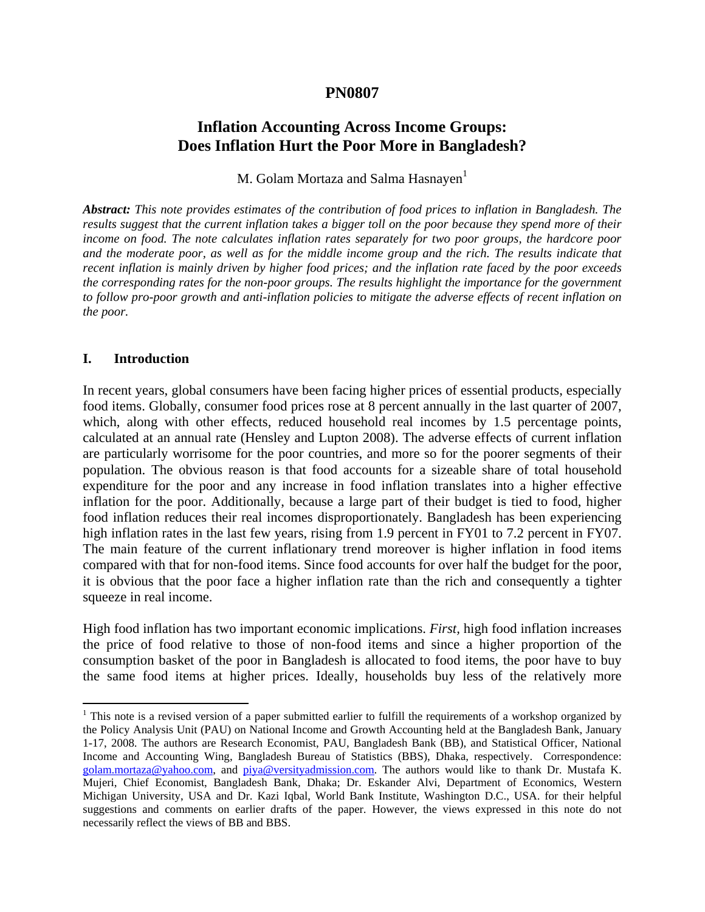# PN0807

## Inflation Accounting Across Income Groups: Does Inflation Hurt the Poor More in Bangladesh?

M. Golam Mortaza and Salma Hasnayen[1]

***Abstract:*** *This note provides estimates of the contribution of food prices to inflation in Bangladesh. The results suggest that the current inflation takes a bigger toll on the poor because they spend more of their income on food. The note calculates inflation rates separately for two poor groups, the hardcore poor and the moderate poor, as well as for the middle income group and the rich. The results indicate that recent inflation is mainly driven by higher food prices; and the inflation rate faced by the poor exceeds the corresponding rates for the non-poor groups. The results highlight the importance for the government to follow pro-poor growth and anti-inflation policies to mitigate the adverse effects of recent inflation on the poor.*

### I. Introduction

In recent years, global consumers have been facing higher prices of essential products, especially food items. Globally, consumer food prices rose at 8 percent annually in the last quarter of 2007, which, along with other effects, reduced household real incomes by 1.5 percentage points, calculated at an annual rate (Hensley and Lupton 2008). The adverse effects of current inflation are particularly worrisome for the poor countries, and more so for the poorer segments of their population. The obvious reason is that food accounts for a sizeable share of total household expenditure for the poor and any increase in food inflation translates into a higher effective inflation for the poor. Additionally, because a large part of their budget is tied to food, higher food inflation reduces their real incomes disproportionately. Bangladesh has been experiencing high inflation rates in the last few years, rising from 1.9 percent in FY01 to 7.2 percent in FY07. The main feature of the current inflationary trend moreover is higher inflation in food items compared with that for non-food items. Since food accounts for over half the budget for the poor, it is obvious that the poor face a higher inflation rate than the rich and consequently a tighter squeeze in real income.

High food inflation has two important economic implications. *First*, high food inflation increases the price of food relative to those of non-food items and since a higher proportion of the consumption basket of the poor in Bangladesh is allocated to food items, the poor have to buy the same food items at higher prices. Ideally, households buy less of the relatively more

---

[1] This note is a revised version of a paper submitted earlier to fulfill the requirements of a workshop organized by the Policy Analysis Unit (PAU) on National Income and Growth Accounting held at the Bangladesh Bank, January 1-17, 2008. The authors are Research Economist, PAU, Bangladesh Bank (BB), and Statistical Officer, National Income and Accounting Wing, Bangladesh Bureau of Statistics (BBS), Dhaka, respectively. Correspondence: golam.mortaza@yahoo.com, and piya@versityadmission.com. The authors would like to thank Dr. Mustafa K. Mujeri, Chief Economist, Bangladesh Bank, Dhaka; Dr. Eskander Alvi, Department of Economics, Western Michigan University, USA and Dr. Kazi Iqbal, World Bank Institute, Washington D.C., USA. for their helpful suggestions and comments on earlier drafts of the paper. However, the views expressed in this note do not necessarily reflect the views of BB and BBS.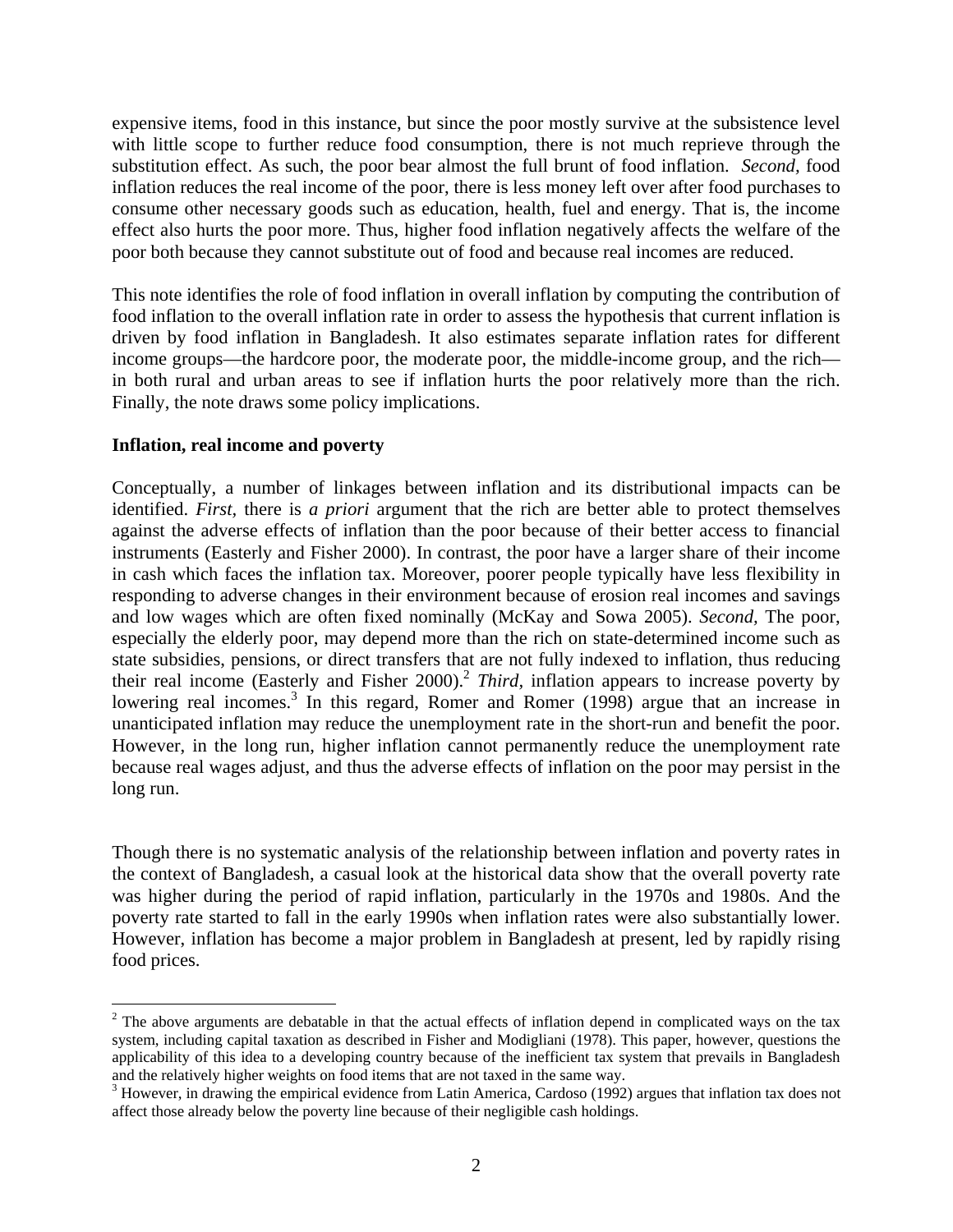expensive items, food in this instance, but since the poor mostly survive at the subsistence level with little scope to further reduce food consumption, there is not much reprieve through the substitution effect. As such, the poor bear almost the full brunt of food inflation. *Second*, food inflation reduces the real income of the poor, there is less money left over after food purchases to consume other necessary goods such as education, health, fuel and energy. That is, the income effect also hurts the poor more. Thus, higher food inflation negatively affects the welfare of the poor both because they cannot substitute out of food and because real incomes are reduced.

This note identifies the role of food inflation in overall inflation by computing the contribution of food inflation to the overall inflation rate in order to assess the hypothesis that current inflation is driven by food inflation in Bangladesh. It also estimates separate inflation rates for different income groups—the hardcore poor, the moderate poor, the middle-income group, and the rich—in both rural and urban areas to see if inflation hurts the poor relatively more than the rich. Finally, the note draws some policy implications.

**Inflation, real income and poverty**

Conceptually, a number of linkages between inflation and its distributional impacts can be identified. *First*, there is *a priori* argument that the rich are better able to protect themselves against the adverse effects of inflation than the poor because of their better access to financial instruments (Easterly and Fisher 2000). In contrast, the poor have a larger share of their income in cash which faces the inflation tax. Moreover, poorer people typically have less flexibility in responding to adverse changes in their environment because of erosion real incomes and savings and low wages which are often fixed nominally (McKay and Sowa 2005). *Second*, The poor, especially the elderly poor, may depend more than the rich on state-determined income such as state subsidies, pensions, or direct transfers that are not fully indexed to inflation, thus reducing their real income (Easterly and Fisher 2000).[2] *Third*, inflation appears to increase poverty by lowering real incomes.[3] In this regard, Romer and Romer (1998) argue that an increase in unanticipated inflation may reduce the unemployment rate in the short-run and benefit the poor. However, in the long run, higher inflation cannot permanently reduce the unemployment rate because real wages adjust, and thus the adverse effects of inflation on the poor may persist in the long run.

Though there is no systematic analysis of the relationship between inflation and poverty rates in the context of Bangladesh, a casual look at the historical data show that the overall poverty rate was higher during the period of rapid inflation, particularly in the 1970s and 1980s. And the poverty rate started to fall in the early 1990s when inflation rates were also substantially lower. However, inflation has become a major problem in Bangladesh at present, led by rapidly rising food prices.

[2] The above arguments are debatable in that the actual effects of inflation depend in complicated ways on the tax system, including capital taxation as described in Fisher and Modigliani (1978). This paper, however, questions the applicability of this idea to a developing country because of the inefficient tax system that prevails in Bangladesh and the relatively higher weights on food items that are not taxed in the same way.

[3] However, in drawing the empirical evidence from Latin America, Cardoso (1992) argues that inflation tax does not affect those already below the poverty line because of their negligible cash holdings.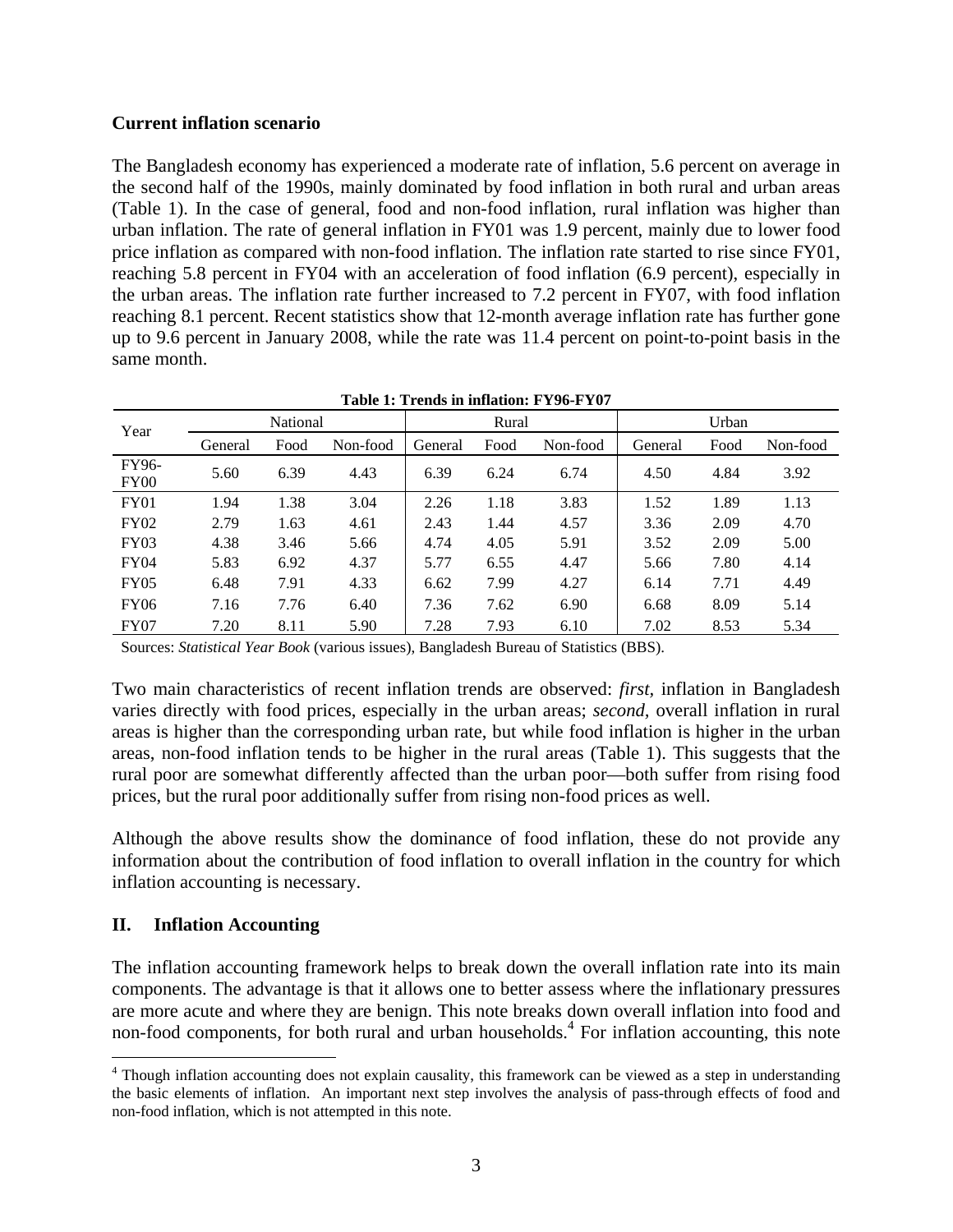**Current inflation scenario**

The Bangladesh economy has experienced a moderate rate of inflation, 5.6 percent on average in the second half of the 1990s, mainly dominated by food inflation in both rural and urban areas (Table 1). In the case of general, food and non-food inflation, rural inflation was higher than urban inflation. The rate of general inflation in FY01 was 1.9 percent, mainly due to lower food price inflation as compared with non-food inflation. The inflation rate started to rise since FY01, reaching 5.8 percent in FY04 with an acceleration of food inflation (6.9 percent), especially in the urban areas. The inflation rate further increased to 7.2 percent in FY07, with food inflation reaching 8.1 percent. Recent statistics show that 12-month average inflation rate has further gone up to 9.6 percent in January 2008, while the rate was 11.4 percent on point-to-point basis in the same month.

**Table 1: Trends in inflation: FY96-FY07**

| Year | National | | | Rural | | | Urban | | |
|---|---|---|---|---|---|---|---|---|---|
| | General | Food | Non-food | General | Food | Non-food | General | Food | Non-food |
| FY96-FY00 | 5.60 | 6.39 | 4.43 | 6.39 | 6.24 | 6.74 | 4.50 | 4.84 | 3.92 |
| FY01 | 1.94 | 1.38 | 3.04 | 2.26 | 1.18 | 3.83 | 1.52 | 1.89 | 1.13 |
| FY02 | 2.79 | 1.63 | 4.61 | 2.43 | 1.44 | 4.57 | 3.36 | 2.09 | 4.70 |
| FY03 | 4.38 | 3.46 | 5.66 | 4.74 | 4.05 | 5.91 | 3.52 | 2.09 | 5.00 |
| FY04 | 5.83 | 6.92 | 4.37 | 5.77 | 6.55 | 4.47 | 5.66 | 7.80 | 4.14 |
| FY05 | 6.48 | 7.91 | 4.33 | 6.62 | 7.99 | 4.27 | 6.14 | 7.71 | 4.49 |
| FY06 | 7.16 | 7.76 | 6.40 | 7.36 | 7.62 | 6.90 | 6.68 | 8.09 | 5.14 |
| FY07 | 7.20 | 8.11 | 5.90 | 7.28 | 7.93 | 6.10 | 7.02 | 8.53 | 5.34 |

Sources: *Statistical Year Book* (various issues), Bangladesh Bureau of Statistics (BBS).

Two main characteristics of recent inflation trends are observed: *first*, inflation in Bangladesh varies directly with food prices, especially in the urban areas; *second*, overall inflation in rural areas is higher than the corresponding urban rate, but while food inflation is higher in the urban areas, non-food inflation tends to be higher in the rural areas (Table 1). This suggests that the rural poor are somewhat differently affected than the urban poor—both suffer from rising food prices, but the rural poor additionally suffer from rising non-food prices as well.

Although the above results show the dominance of food inflation, these do not provide any information about the contribution of food inflation to overall inflation in the country for which inflation accounting is necessary.

## II. Inflation Accounting

The inflation accounting framework helps to break down the overall inflation rate into its main components. The advantage is that it allows one to better assess where the inflationary pressures are more acute and where they are benign. This note breaks down overall inflation into food and non-food components, for both rural and urban households.[4] For inflation accounting, this note

[4] Though inflation accounting does not explain causality, this framework can be viewed as a step in understanding the basic elements of inflation. An important next step involves the analysis of pass-through effects of food and non-food inflation, which is not attempted in this note.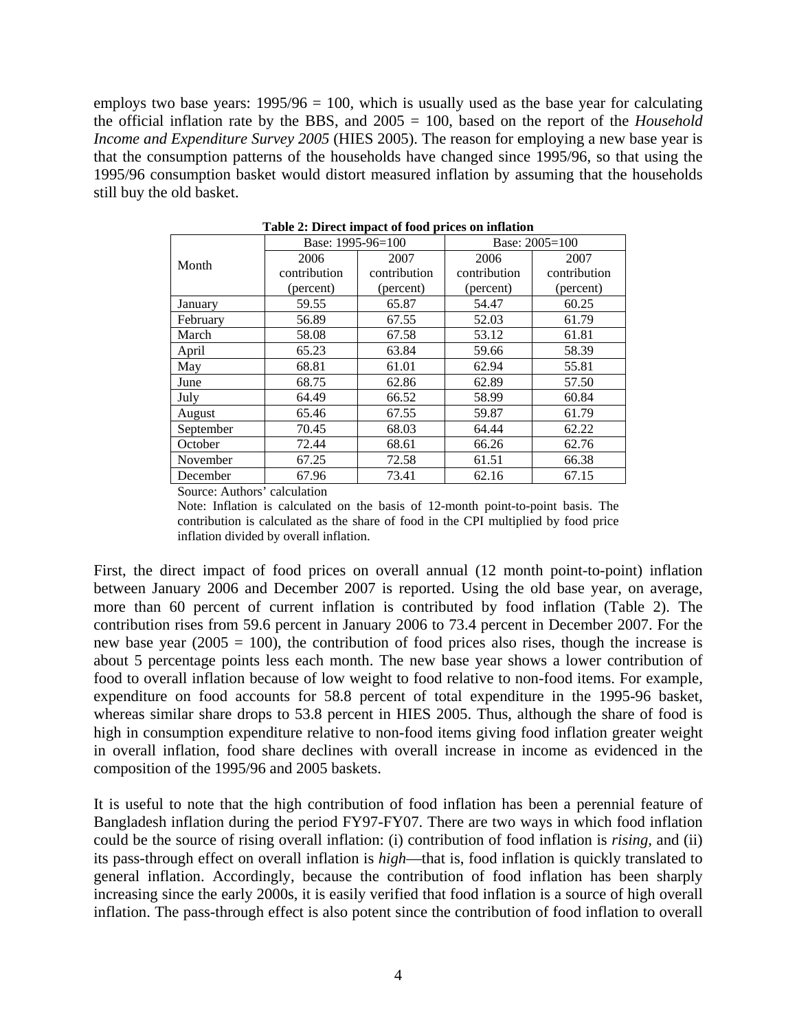employs two base years: 1995/96 = 100, which is usually used as the base year for calculating the official inflation rate by the BBS, and 2005 = 100, based on the report of the *Household Income and Expenditure Survey 2005* (HIES 2005). The reason for employing a new base year is that the consumption patterns of the households have changed since 1995/96, so that using the 1995/96 consumption basket would distort measured inflation by assuming that the households still buy the old basket.

**Table 2: Direct impact of food prices on inflation**

| Month | Base: 1995-96=100 | | Base: 2005=100 | |
|---|---|---|---|---|
| | 2006 contribution (percent) | 2007 contribution (percent) | 2006 contribution (percent) | 2007 contribution (percent) |
| January | 59.55 | 65.87 | 54.47 | 60.25 |
| February | 56.89 | 67.55 | 52.03 | 61.79 |
| March | 58.08 | 67.58 | 53.12 | 61.81 |
| April | 65.23 | 63.84 | 59.66 | 58.39 |
| May | 68.81 | 61.01 | 62.94 | 55.81 |
| June | 68.75 | 62.86 | 62.89 | 57.50 |
| July | 64.49 | 66.52 | 58.99 | 60.84 |
| August | 65.46 | 67.55 | 59.87 | 61.79 |
| September | 70.45 | 68.03 | 64.44 | 62.22 |
| October | 72.44 | 68.61 | 66.26 | 62.76 |
| November | 67.25 | 72.58 | 61.51 | 66.38 |
| December | 67.96 | 73.41 | 62.16 | 67.15 |

Source: Authors' calculation

Note: Inflation is calculated on the basis of 12-month point-to-point basis. The contribution is calculated as the share of food in the CPI multiplied by food price inflation divided by overall inflation.

First, the direct impact of food prices on overall annual (12 month point-to-point) inflation between January 2006 and December 2007 is reported. Using the old base year, on average, more than 60 percent of current inflation is contributed by food inflation (Table 2). The contribution rises from 59.6 percent in January 2006 to 73.4 percent in December 2007. For the new base year (2005 = 100), the contribution of food prices also rises, though the increase is about 5 percentage points less each month. The new base year shows a lower contribution of food to overall inflation because of low weight to food relative to non-food items. For example, expenditure on food accounts for 58.8 percent of total expenditure in the 1995-96 basket, whereas similar share drops to 53.8 percent in HIES 2005. Thus, although the share of food is high in consumption expenditure relative to non-food items giving food inflation greater weight in overall inflation, food share declines with overall increase in income as evidenced in the composition of the 1995/96 and 2005 baskets.

It is useful to note that the high contribution of food inflation has been a perennial feature of Bangladesh inflation during the period FY97-FY07. There are two ways in which food inflation could be the source of rising overall inflation: (i) contribution of food inflation is *rising*, and (ii) its pass-through effect on overall inflation is *high*—that is, food inflation is quickly translated to general inflation. Accordingly, because the contribution of food inflation has been sharply increasing since the early 2000s, it is easily verified that food inflation is a source of high overall inflation. The pass-through effect is also potent since the contribution of food inflation to overall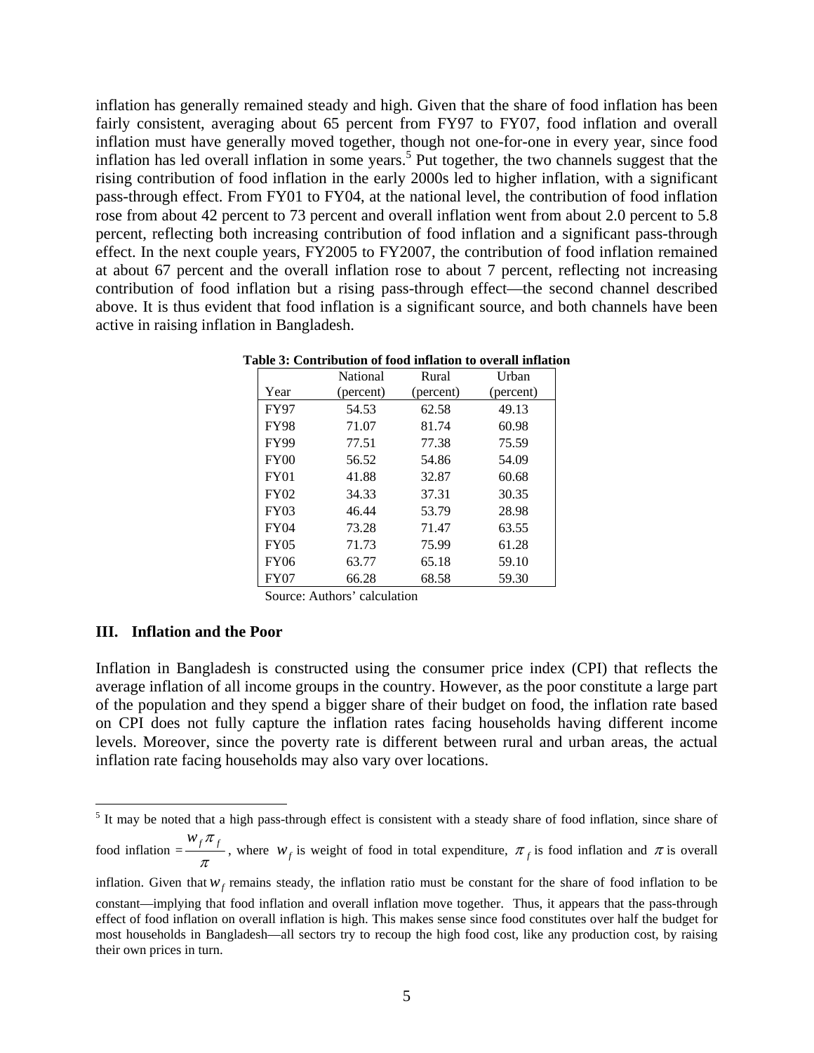inflation has generally remained steady and high. Given that the share of food inflation has been fairly consistent, averaging about 65 percent from FY97 to FY07, food inflation and overall inflation must have generally moved together, though not one-for-one in every year, since food inflation has led overall inflation in some years.[5] Put together, the two channels suggest that the rising contribution of food inflation in the early 2000s led to higher inflation, with a significant pass-through effect. From FY01 to FY04, at the national level, the contribution of food inflation rose from about 42 percent to 73 percent and overall inflation went from about 2.0 percent to 5.8 percent, reflecting both increasing contribution of food inflation and a significant pass-through effect. In the next couple years, FY2005 to FY2007, the contribution of food inflation remained at about 67 percent and the overall inflation rose to about 7 percent, reflecting not increasing contribution of food inflation but a rising pass-through effect—the second channel described above. It is thus evident that food inflation is a significant source, and both channels have been active in raising inflation in Bangladesh.

**Table 3: Contribution of food inflation to overall inflation**

| Year | National (percent) | Rural (percent) | Urban (percent) |
|---|---|---|---|
| FY97 | 54.53 | 62.58 | 49.13 |
| FY98 | 71.07 | 81.74 | 60.98 |
| FY99 | 77.51 | 77.38 | 75.59 |
| FY00 | 56.52 | 54.86 | 54.09 |
| FY01 | 41.88 | 32.87 | 60.68 |
| FY02 | 34.33 | 37.31 | 30.35 |
| FY03 | 46.44 | 53.79 | 28.98 |
| FY04 | 73.28 | 71.47 | 63.55 |
| FY05 | 71.73 | 75.99 | 61.28 |
| FY06 | 63.77 | 65.18 | 59.10 |
| FY07 | 66.28 | 68.58 | 59.30 |

Source: Authors' calculation

## III. Inflation and the Poor

Inflation in Bangladesh is constructed using the consumer price index (CPI) that reflects the average inflation of all income groups in the country. However, as the poor constitute a large part of the population and they spend a bigger share of their budget on food, the inflation rate based on CPI does not fully capture the inflation rates facing households having different income levels. Moreover, since the poverty rate is different between rural and urban areas, the actual inflation rate facing households may also vary over locations.

---

[5] It may be noted that a high pass-through effect is consistent with a steady share of food inflation, since share of food inflation $= \frac{w_f \pi_f}{\pi}$, where $w_f$ is weight of food in total expenditure, $\pi_f$ is food inflation and $\pi$ is overall inflation. Given that $w_f$ remains steady, the inflation ratio must be constant for the share of food inflation to be constant—implying that food inflation and overall inflation move together. Thus, it appears that the pass-through effect of food inflation on overall inflation is high. This makes sense since food constitutes over half the budget for most households in Bangladesh—all sectors try to recoup the high food cost, like any production cost, by raising their own prices in turn.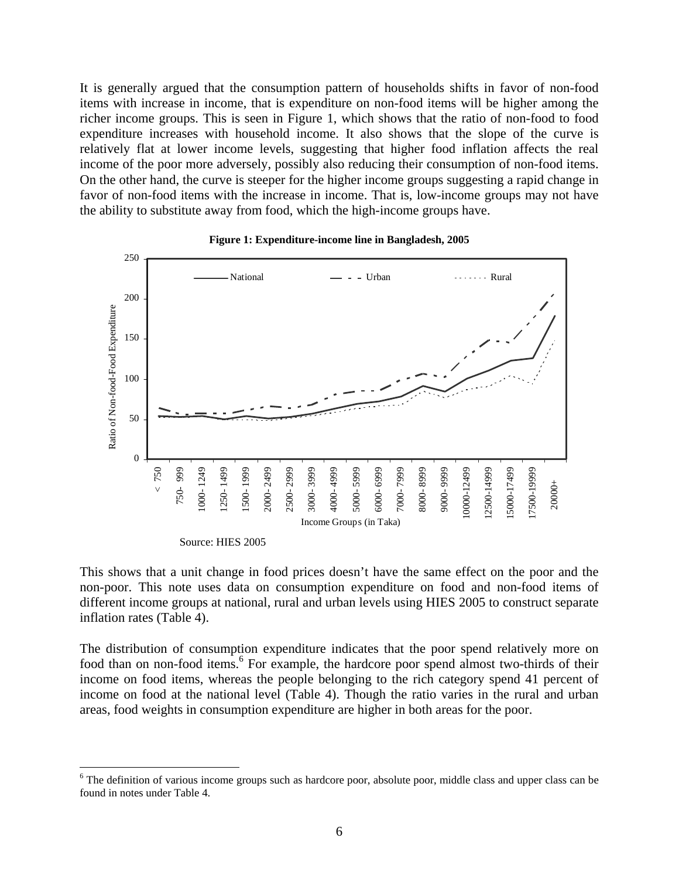It is generally argued that the consumption pattern of households shifts in favor of non-food items with increase in income, that is expenditure on non-food items will be higher among the richer income groups. This is seen in Figure 1, which shows that the ratio of non-food to food expenditure increases with household income. It also shows that the slope of the curve is relatively flat at lower income levels, suggesting that higher food inflation affects the real income of the poor more adversely, possibly also reducing their consumption of non-food items. On the other hand, the curve is steeper for the higher income groups suggesting a rapid change in favor of non-food items with the increase in income. That is, low-income groups may not have the ability to substitute away from food, which the high-income groups have.

**Figure 1: Expenditure-income line in Bangladesh, 2005**

Source: HIES 2005

This shows that a unit change in food prices doesn't have the same effect on the poor and the non-poor. This note uses data on consumption expenditure on food and non-food items of different income groups at national, rural and urban levels using HIES 2005 to construct separate inflation rates (Table 4).

The distribution of consumption expenditure indicates that the poor spend relatively more on food than on non-food items.[6] For example, the hardcore poor spend almost two-thirds of their income on food items, whereas the people belonging to the rich category spend 41 percent of income on food at the national level (Table 4). Though the ratio varies in the rural and urban areas, food weights in consumption expenditure are higher in both areas for the poor.

[6] The definition of various income groups such as hardcore poor, absolute poor, middle class and upper class can be found in notes under Table 4.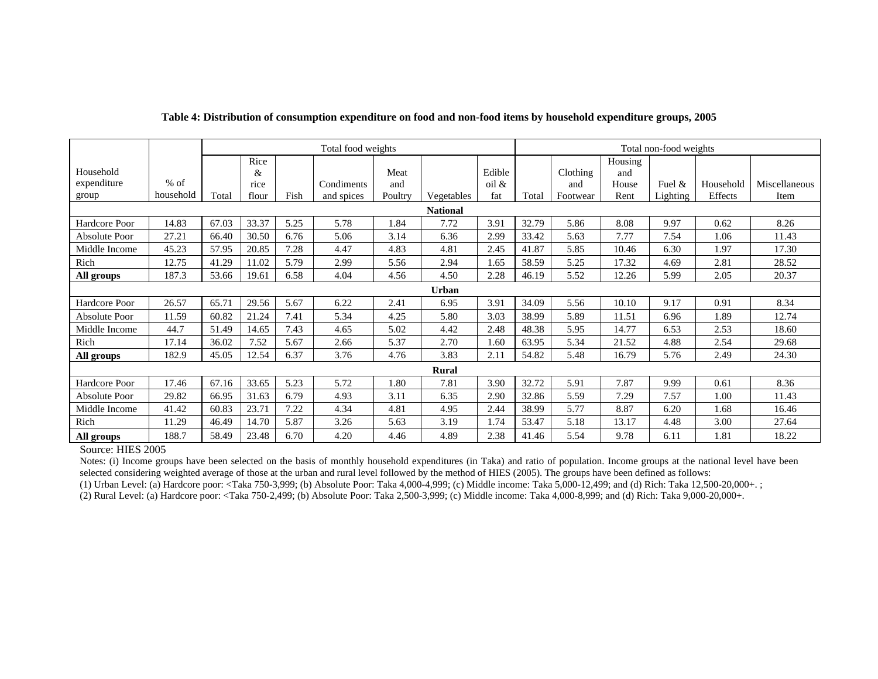**Table 4: Distribution of consumption expenditure on food and non-food items by household expenditure groups, 2005**

| Household expenditure group | % of household | Total food weights | | | | | | | Total non-food weights | | | | | |
|---|---|---|---|---|---|---|---|---|---|---|---|---|---|---|
| | | Total | Rice & rice flour | Fish | Condiments and spices | Meat and Poultry | Vegetables | Edible oil & fat | Total | Clothing and Footwear | Housing and House Rent | Fuel & Lighting | Household Effects | Miscellaneous Item |
| **National** | | | | | | | | | | | | | | |
| Hardcore Poor | 14.83 | 67.03 | 33.37 | 5.25 | 5.78 | 1.84 | 7.72 | 3.91 | 32.79 | 5.86 | 8.08 | 9.97 | 0.62 | 8.26 |
| Absolute Poor | 27.21 | 66.40 | 30.50 | 6.76 | 5.06 | 3.14 | 6.36 | 2.99 | 33.42 | 5.63 | 7.77 | 7.54 | 1.06 | 11.43 |
| Middle Income | 45.23 | 57.95 | 20.85 | 7.28 | 4.47 | 4.83 | 4.81 | 2.45 | 41.87 | 5.85 | 10.46 | 6.30 | 1.97 | 17.30 |
| Rich | 12.75 | 41.29 | 11.02 | 5.79 | 2.99 | 5.56 | 2.94 | 1.65 | 58.59 | 5.25 | 17.32 | 4.69 | 2.81 | 28.52 |
| **All groups** | 187.3 | 53.66 | 19.61 | 6.58 | 4.04 | 4.56 | 4.50 | 2.28 | 46.19 | 5.52 | 12.26 | 5.99 | 2.05 | 20.37 |
| **Urban** | | | | | | | | | | | | | | |
| Hardcore Poor | 26.57 | 65.71 | 29.56 | 5.67 | 6.22 | 2.41 | 6.95 | 3.91 | 34.09 | 5.56 | 10.10 | 9.17 | 0.91 | 8.34 |
| Absolute Poor | 11.59 | 60.82 | 21.24 | 7.41 | 5.34 | 4.25 | 5.80 | 3.03 | 38.99 | 5.89 | 11.51 | 6.96 | 1.89 | 12.74 |
| Middle Income | 44.7 | 51.49 | 14.65 | 7.43 | 4.65 | 5.02 | 4.42 | 2.48 | 48.38 | 5.95 | 14.77 | 6.53 | 2.53 | 18.60 |
| Rich | 17.14 | 36.02 | 7.52 | 5.67 | 2.66 | 5.37 | 2.70 | 1.60 | 63.95 | 5.34 | 21.52 | 4.88 | 2.54 | 29.68 |
| **All groups** | 182.9 | 45.05 | 12.54 | 6.37 | 3.76 | 4.76 | 3.83 | 2.11 | 54.82 | 5.48 | 16.79 | 5.76 | 2.49 | 24.30 |
| **Rural** | | | | | | | | | | | | | | |
| Hardcore Poor | 17.46 | 67.16 | 33.65 | 5.23 | 5.72 | 1.80 | 7.81 | 3.90 | 32.72 | 5.91 | 7.87 | 9.99 | 0.61 | 8.36 |
| Absolute Poor | 29.82 | 66.95 | 31.63 | 6.79 | 4.93 | 3.11 | 6.35 | 2.90 | 32.86 | 5.59 | 7.29 | 7.57 | 1.00 | 11.43 |
| Middle Income | 41.42 | 60.83 | 23.71 | 7.22 | 4.34 | 4.81 | 4.95 | 2.44 | 38.99 | 5.77 | 8.87 | 6.20 | 1.68 | 16.46 |
| Rich | 11.29 | 46.49 | 14.70 | 5.87 | 3.26 | 5.63 | 3.19 | 1.74 | 53.47 | 5.18 | 13.17 | 4.48 | 3.00 | 27.64 |
| **All groups** | 188.7 | 58.49 | 23.48 | 6.70 | 4.20 | 4.46 | 4.89 | 2.38 | 41.46 | 5.54 | 9.78 | 6.11 | 1.81 | 18.22 |

Source: HIES 2005

Notes: (i) Income groups have been selected on the basis of monthly household expenditures (in Taka) and ratio of population. Income groups at the national level have been selected considering weighted average of those at the urban and rural level followed by the method of HIES (2005). The groups have been defined as follows:

(1) Urban Level: (a) Hardcore poor: <Taka 750-3,999; (b) Absolute Poor: Taka 4,000-4,999; (c) Middle income: Taka 5,000-12,499; and (d) Rich: Taka 12,500-20,000+. ;

(2) Rural Level: (a) Hardcore poor: <Taka 750-2,499; (b) Absolute Poor: Taka 2,500-3,999; (c) Middle income: Taka 4,000-8,999; and (d) Rich: Taka 9,000-20,000+.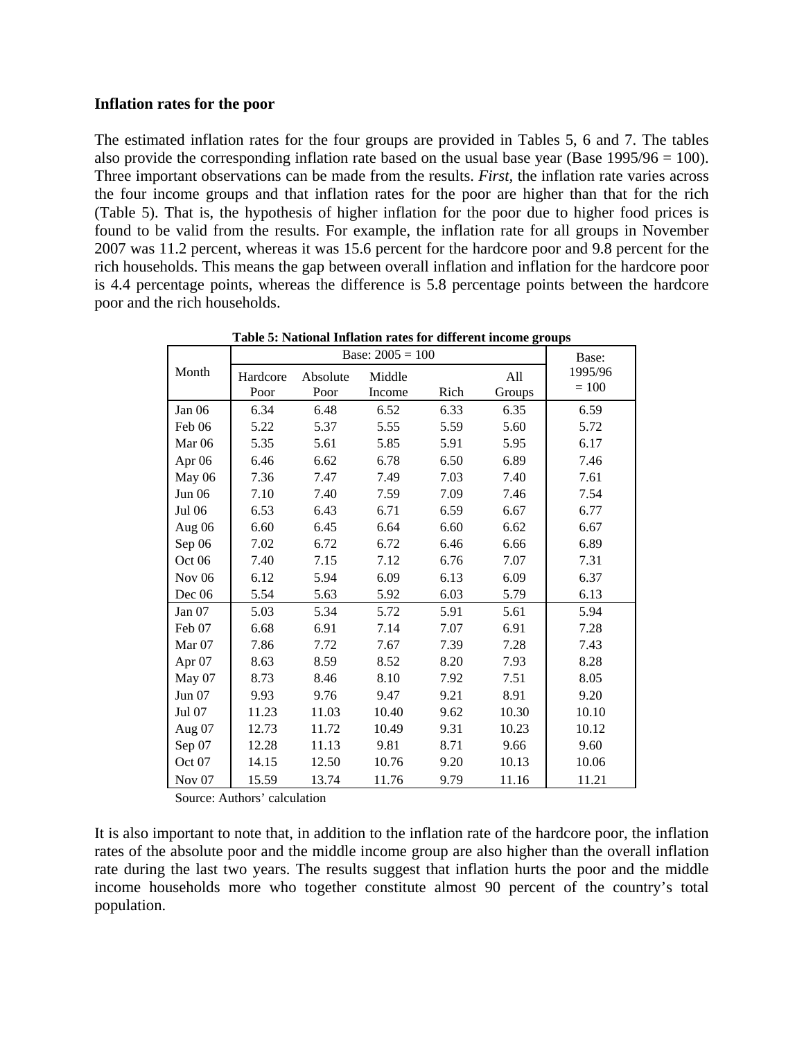**Inflation rates for the poor**

The estimated inflation rates for the four groups are provided in Tables 5, 6 and 7. The tables also provide the corresponding inflation rate based on the usual base year (Base 1995/96 = 100). Three important observations can be made from the results. *First,* the inflation rate varies across the four income groups and that inflation rates for the poor are higher than that for the rich (Table 5). That is, the hypothesis of higher inflation for the poor due to higher food prices is found to be valid from the results. For example, the inflation rate for all groups in November 2007 was 11.2 percent, whereas it was 15.6 percent for the hardcore poor and 9.8 percent for the rich households. This means the gap between overall inflation and inflation for the hardcore poor is 4.4 percentage points, whereas the difference is 5.8 percentage points between the hardcore poor and the rich households.

**Table 5: National Inflation rates for different income groups**

| Month | Base: 2005 = 100 | | | | | Base: 1995/96 = 100 |
|---|---|---|---|---|---|---|
| | Hardcore Poor | Absolute Poor | Middle Income | Rich | All Groups | |
| Jan 06 | 6.34 | 6.48 | 6.52 | 6.33 | 6.35 | 6.59 |
| Feb 06 | 5.22 | 5.37 | 5.55 | 5.59 | 5.60 | 5.72 |
| Mar 06 | 5.35 | 5.61 | 5.85 | 5.91 | 5.95 | 6.17 |
| Apr 06 | 6.46 | 6.62 | 6.78 | 6.50 | 6.89 | 7.46 |
| May 06 | 7.36 | 7.47 | 7.49 | 7.03 | 7.40 | 7.61 |
| Jun 06 | 7.10 | 7.40 | 7.59 | 7.09 | 7.46 | 7.54 |
| Jul 06 | 6.53 | 6.43 | 6.71 | 6.59 | 6.67 | 6.77 |
| Aug 06 | 6.60 | 6.45 | 6.64 | 6.60 | 6.62 | 6.67 |
| Sep 06 | 7.02 | 6.72 | 6.72 | 6.46 | 6.66 | 6.89 |
| Oct 06 | 7.40 | 7.15 | 7.12 | 6.76 | 7.07 | 7.31 |
| Nov 06 | 6.12 | 5.94 | 6.09 | 6.13 | 6.09 | 6.37 |
| Dec 06 | 5.54 | 5.63 | 5.92 | 6.03 | 5.79 | 6.13 |
| Jan 07 | 5.03 | 5.34 | 5.72 | 5.91 | 5.61 | 5.94 |
| Feb 07 | 6.68 | 6.91 | 7.14 | 7.07 | 6.91 | 7.28 |
| Mar 07 | 7.86 | 7.72 | 7.67 | 7.39 | 7.28 | 7.43 |
| Apr 07 | 8.63 | 8.59 | 8.52 | 8.20 | 7.93 | 8.28 |
| May 07 | 8.73 | 8.46 | 8.10 | 7.92 | 7.51 | 8.05 |
| Jun 07 | 9.93 | 9.76 | 9.47 | 9.21 | 8.91 | 9.20 |
| Jul 07 | 11.23 | 11.03 | 10.40 | 9.62 | 10.30 | 10.10 |
| Aug 07 | 12.73 | 11.72 | 10.49 | 9.31 | 10.23 | 10.12 |
| Sep 07 | 12.28 | 11.13 | 9.81 | 8.71 | 9.66 | 9.60 |
| Oct 07 | 14.15 | 12.50 | 10.76 | 9.20 | 10.13 | 10.06 |
| Nov 07 | 15.59 | 13.74 | 11.76 | 9.79 | 11.16 | 11.21 |

Source: Authors' calculation

It is also important to note that, in addition to the inflation rate of the hardcore poor, the inflation rates of the absolute poor and the middle income group are also higher than the overall inflation rate during the last two years. The results suggest that inflation hurts the poor and the middle income households more who together constitute almost 90 percent of the country's total population.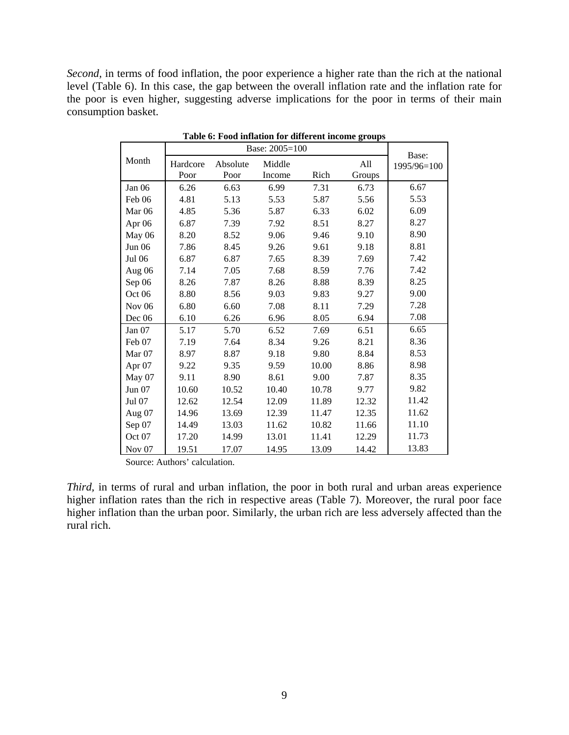*Second*, in terms of food inflation, the poor experience a higher rate than the rich at the national level (Table 6). In this case, the gap between the overall inflation rate and the inflation rate for the poor is even higher, suggesting adverse implications for the poor in terms of their main consumption basket.

**Table 6: Food inflation for different income groups**

| Month | Base: 2005=100 | | | | | Base: 1995/96=100 |
|---|---|---|---|---|---|---|
| | Hardcore Poor | Absolute Poor | Middle Income | Rich | All Groups | |
| Jan 06 | 6.26 | 6.63 | 6.99 | 7.31 | 6.73 | 6.67 |
| Feb 06 | 4.81 | 5.13 | 5.53 | 5.87 | 5.56 | 5.53 |
| Mar 06 | 4.85 | 5.36 | 5.87 | 6.33 | 6.02 | 6.09 |
| Apr 06 | 6.87 | 7.39 | 7.92 | 8.51 | 8.27 | 8.27 |
| May 06 | 8.20 | 8.52 | 9.06 | 9.46 | 9.10 | 8.90 |
| Jun 06 | 7.86 | 8.45 | 9.26 | 9.61 | 9.18 | 8.81 |
| Jul 06 | 6.87 | 6.87 | 7.65 | 8.39 | 7.69 | 7.42 |
| Aug 06 | 7.14 | 7.05 | 7.68 | 8.59 | 7.76 | 7.42 |
| Sep 06 | 8.26 | 7.87 | 8.26 | 8.88 | 8.39 | 8.25 |
| Oct 06 | 8.80 | 8.56 | 9.03 | 9.83 | 9.27 | 9.00 |
| Nov 06 | 6.80 | 6.60 | 7.08 | 8.11 | 7.29 | 7.28 |
| Dec 06 | 6.10 | 6.26 | 6.96 | 8.05 | 6.94 | 7.08 |
| Jan 07 | 5.17 | 5.70 | 6.52 | 7.69 | 6.51 | 6.65 |
| Feb 07 | 7.19 | 7.64 | 8.34 | 9.26 | 8.21 | 8.36 |
| Mar 07 | 8.97 | 8.87 | 9.18 | 9.80 | 8.84 | 8.53 |
| Apr 07 | 9.22 | 9.35 | 9.59 | 10.00 | 8.86 | 8.98 |
| May 07 | 9.11 | 8.90 | 8.61 | 9.00 | 7.87 | 8.35 |
| Jun 07 | 10.60 | 10.52 | 10.40 | 10.78 | 9.77 | 9.82 |
| Jul 07 | 12.62 | 12.54 | 12.09 | 11.89 | 12.32 | 11.42 |
| Aug 07 | 14.96 | 13.69 | 12.39 | 11.47 | 12.35 | 11.62 |
| Sep 07 | 14.49 | 13.03 | 11.62 | 10.82 | 11.66 | 11.10 |
| Oct 07 | 17.20 | 14.99 | 13.01 | 11.41 | 12.29 | 11.73 |
| Nov 07 | 19.51 | 17.07 | 14.95 | 13.09 | 14.42 | 13.83 |

Source: Authors' calculation.

*Third*, in terms of rural and urban inflation, the poor in both rural and urban areas experience higher inflation rates than the rich in respective areas (Table 7). Moreover, the rural poor face higher inflation than the urban poor. Similarly, the urban rich are less adversely affected than the rural rich.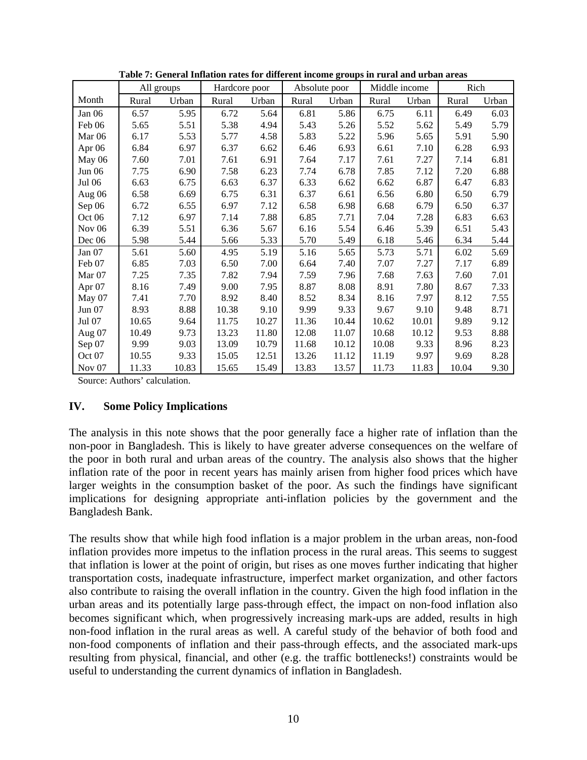**Table 7: General Inflation rates for different income groups in rural and urban areas**

| | All groups | | Hardcore poor | | Absolute poor | | Middle income | | Rich | |
|---|---|---|---|---|---|---|---|---|---|---|
| Month | Rural | Urban | Rural | Urban | Rural | Urban | Rural | Urban | Rural | Urban |
| Jan 06 | 6.57 | 5.95 | 6.72 | 5.64 | 6.81 | 5.86 | 6.75 | 6.11 | 6.49 | 6.03 |
| Feb 06 | 5.65 | 5.51 | 5.38 | 4.94 | 5.43 | 5.26 | 5.52 | 5.62 | 5.49 | 5.79 |
| Mar 06 | 6.17 | 5.53 | 5.77 | 4.58 | 5.83 | 5.22 | 5.96 | 5.65 | 5.91 | 5.90 |
| Apr 06 | 6.84 | 6.97 | 6.37 | 6.62 | 6.46 | 6.93 | 6.61 | 7.10 | 6.28 | 6.93 |
| May 06 | 7.60 | 7.01 | 7.61 | 6.91 | 7.64 | 7.17 | 7.61 | 7.27 | 7.14 | 6.81 |
| Jun 06 | 7.75 | 6.90 | 7.58 | 6.23 | 7.74 | 6.78 | 7.85 | 7.12 | 7.20 | 6.88 |
| Jul 06 | 6.63 | 6.75 | 6.63 | 6.37 | 6.33 | 6.62 | 6.62 | 6.87 | 6.47 | 6.83 |
| Aug 06 | 6.58 | 6.69 | 6.75 | 6.31 | 6.37 | 6.61 | 6.56 | 6.80 | 6.50 | 6.79 |
| Sep 06 | 6.72 | 6.55 | 6.97 | 7.12 | 6.58 | 6.98 | 6.68 | 6.79 | 6.50 | 6.37 |
| Oct 06 | 7.12 | 6.97 | 7.14 | 7.88 | 6.85 | 7.71 | 7.04 | 7.28 | 6.83 | 6.63 |
| Nov 06 | 6.39 | 5.51 | 6.36 | 5.67 | 6.16 | 5.54 | 6.46 | 5.39 | 6.51 | 5.43 |
| Dec 06 | 5.98 | 5.44 | 5.66 | 5.33 | 5.70 | 5.49 | 6.18 | 5.46 | 6.34 | 5.44 |
| Jan 07 | 5.61 | 5.60 | 4.95 | 5.19 | 5.16 | 5.65 | 5.73 | 5.71 | 6.02 | 5.69 |
| Feb 07 | 6.85 | 7.03 | 6.50 | 7.00 | 6.64 | 7.40 | 7.07 | 7.27 | 7.17 | 6.89 |
| Mar 07 | 7.25 | 7.35 | 7.82 | 7.94 | 7.59 | 7.96 | 7.68 | 7.63 | 7.60 | 7.01 |
| Apr 07 | 8.16 | 7.49 | 9.00 | 7.95 | 8.87 | 8.08 | 8.91 | 7.80 | 8.67 | 7.33 |
| May 07 | 7.41 | 7.70 | 8.92 | 8.40 | 8.52 | 8.34 | 8.16 | 7.97 | 8.12 | 7.55 |
| Jun 07 | 8.93 | 8.88 | 10.38 | 9.10 | 9.99 | 9.33 | 9.67 | 9.10 | 9.48 | 8.71 |
| Jul 07 | 10.65 | 9.64 | 11.75 | 10.27 | 11.36 | 10.44 | 10.62 | 10.01 | 9.89 | 9.12 |
| Aug 07 | 10.49 | 9.73 | 13.23 | 11.80 | 12.08 | 11.07 | 10.68 | 10.12 | 9.53 | 8.88 |
| Sep 07 | 9.99 | 9.03 | 13.09 | 10.79 | 11.68 | 10.12 | 10.08 | 9.33 | 8.96 | 8.23 |
| Oct 07 | 10.55 | 9.33 | 15.05 | 12.51 | 13.26 | 11.12 | 11.19 | 9.97 | 9.69 | 8.28 |
| Nov 07 | 11.33 | 10.83 | 15.65 | 15.49 | 13.83 | 13.57 | 11.73 | 11.83 | 10.04 | 9.30 |

Source: Authors' calculation.

## IV. Some Policy Implications

The analysis in this note shows that the poor generally face a higher rate of inflation than the non-poor in Bangladesh. This is likely to have greater adverse consequences on the welfare of the poor in both rural and urban areas of the country. The analysis also shows that the higher inflation rate of the poor in recent years has mainly arisen from higher food prices which have larger weights in the consumption basket of the poor. As such the findings have significant implications for designing appropriate anti-inflation policies by the government and the Bangladesh Bank.

The results show that while high food inflation is a major problem in the urban areas, non-food inflation provides more impetus to the inflation process in the rural areas. This seems to suggest that inflation is lower at the point of origin, but rises as one moves further indicating that higher transportation costs, inadequate infrastructure, imperfect market organization, and other factors also contribute to raising the overall inflation in the country. Given the high food inflation in the urban areas and its potentially large pass-through effect, the impact on non-food inflation also becomes significant which, when progressively increasing mark-ups are added, results in high non-food inflation in the rural areas as well. A careful study of the behavior of both food and non-food components of inflation and their pass-through effects, and the associated mark-ups resulting from physical, financial, and other (e.g. the traffic bottlenecks!) constraints would be useful to understanding the current dynamics of inflation in Bangladesh.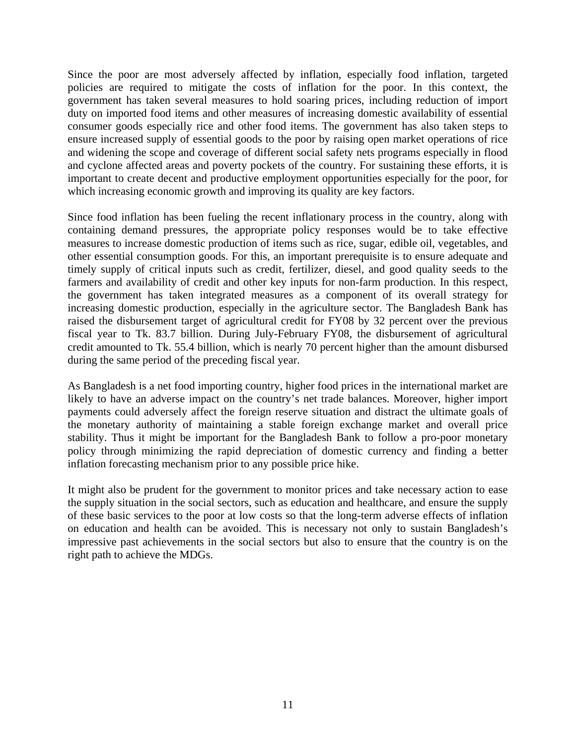Since the poor are most adversely affected by inflation, especially food inflation, targeted policies are required to mitigate the costs of inflation for the poor. In this context, the government has taken several measures to hold soaring prices, including reduction of import duty on imported food items and other measures of increasing domestic availability of essential consumer goods especially rice and other food items. The government has also taken steps to ensure increased supply of essential goods to the poor by raising open market operations of rice and widening the scope and coverage of different social safety nets programs especially in flood and cyclone affected areas and poverty pockets of the country. For sustaining these efforts, it is important to create decent and productive employment opportunities especially for the poor, for which increasing economic growth and improving its quality are key factors.

Since food inflation has been fueling the recent inflationary process in the country, along with containing demand pressures, the appropriate policy responses would be to take effective measures to increase domestic production of items such as rice, sugar, edible oil, vegetables, and other essential consumption goods. For this, an important prerequisite is to ensure adequate and timely supply of critical inputs such as credit, fertilizer, diesel, and good quality seeds to the farmers and availability of credit and other key inputs for non-farm production. In this respect, the government has taken integrated measures as a component of its overall strategy for increasing domestic production, especially in the agriculture sector. The Bangladesh Bank has raised the disbursement target of agricultural credit for FY08 by 32 percent over the previous fiscal year to Tk. 83.7 billion. During July-February FY08, the disbursement of agricultural credit amounted to Tk. 55.4 billion, which is nearly 70 percent higher than the amount disbursed during the same period of the preceding fiscal year.

As Bangladesh is a net food importing country, higher food prices in the international market are likely to have an adverse impact on the country's net trade balances. Moreover, higher import payments could adversely affect the foreign reserve situation and distract the ultimate goals of the monetary authority of maintaining a stable foreign exchange market and overall price stability. Thus it might be important for the Bangladesh Bank to follow a pro-poor monetary policy through minimizing the rapid depreciation of domestic currency and finding a better inflation forecasting mechanism prior to any possible price hike.

It might also be prudent for the government to monitor prices and take necessary action to ease the supply situation in the social sectors, such as education and healthcare, and ensure the supply of these basic services to the poor at low costs so that the long-term adverse effects of inflation on education and health can be avoided. This is necessary not only to sustain Bangladesh's impressive past achievements in the social sectors but also to ensure that the country is on the right path to achieve the MDGs.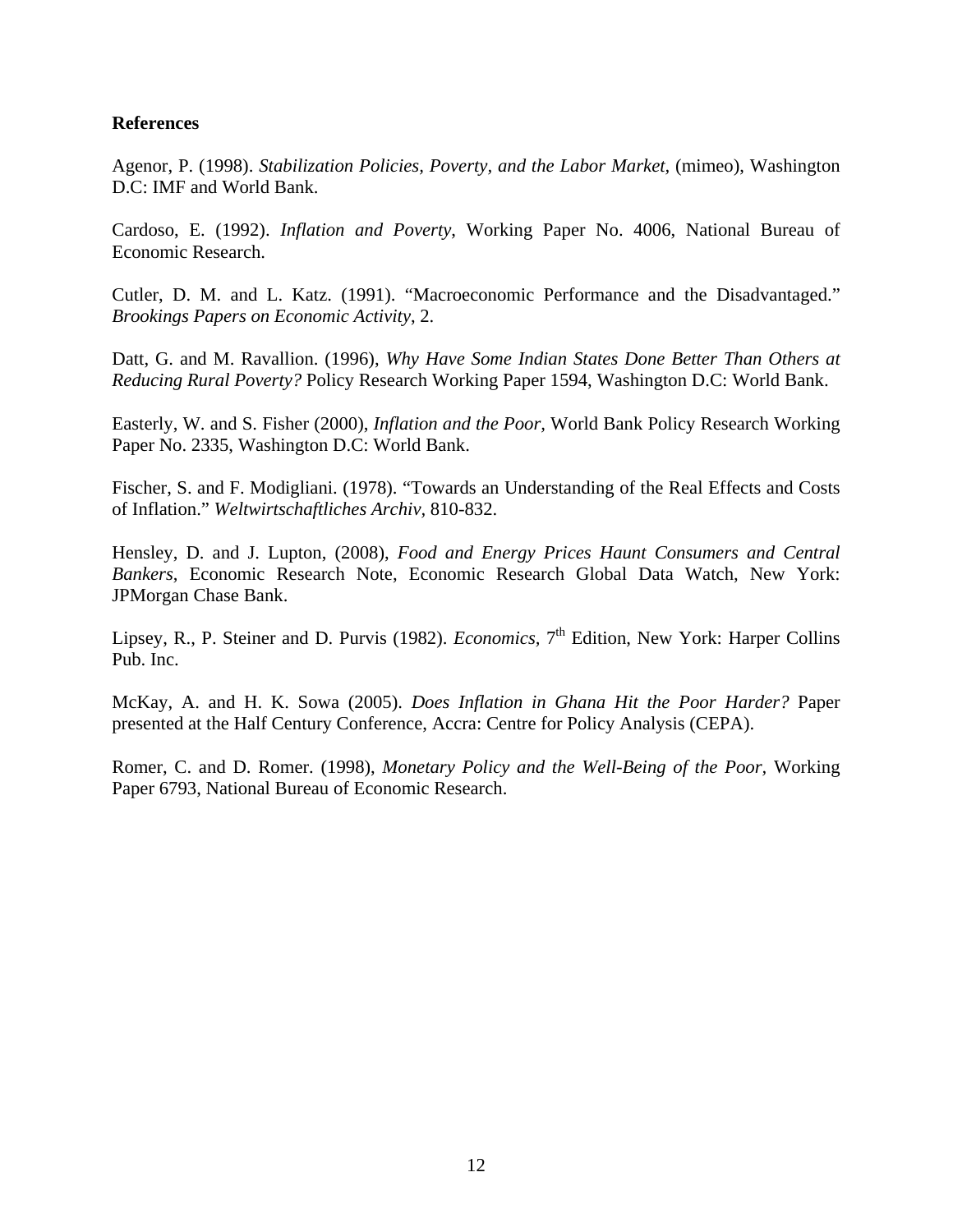**References**

Agenor, P. (1998). *Stabilization Policies, Poverty, and the Labor Market*, (mimeo), Washington D.C: IMF and World Bank.

Cardoso, E. (1992). *Inflation and Poverty*, Working Paper No. 4006, National Bureau of Economic Research.

Cutler, D. M. and L. Katz. (1991). "Macroeconomic Performance and the Disadvantaged." *Brookings Papers on Economic Activity*, 2.

Datt, G. and M. Ravallion. (1996), *Why Have Some Indian States Done Better Than Others at Reducing Rural Poverty?* Policy Research Working Paper 1594, Washington D.C: World Bank.

Easterly, W. and S. Fisher (2000), *Inflation and the Poor*, World Bank Policy Research Working Paper No. 2335, Washington D.C: World Bank.

Fischer, S. and F. Modigliani. (1978). "Towards an Understanding of the Real Effects and Costs of Inflation." *Weltwirtschaftliches Archiv*, 810-832.

Hensley, D. and J. Lupton, (2008), *Food and Energy Prices Haunt Consumers and Central Bankers*, Economic Research Note, Economic Research Global Data Watch, New York: JPMorgan Chase Bank.

Lipsey, R., P. Steiner and D. Purvis (1982). *Economics*, 7th Edition, New York: Harper Collins Pub. Inc.

McKay, A. and H. K. Sowa (2005). *Does Inflation in Ghana Hit the Poor Harder?* Paper presented at the Half Century Conference, Accra: Centre for Policy Analysis (CEPA).

Romer, C. and D. Romer. (1998), *Monetary Policy and the Well-Being of the Poor*, Working Paper 6793, National Bureau of Economic Research.